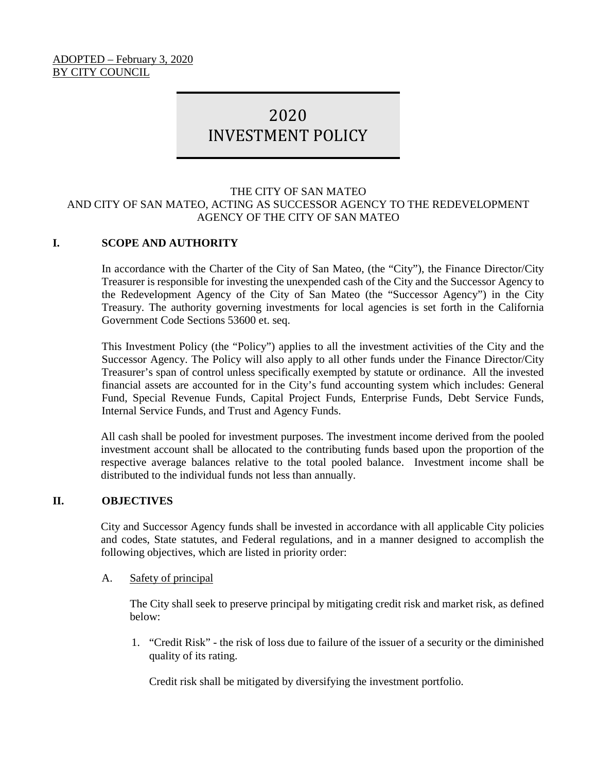ADOPTED – February 3, 2020
BY CITY COUNCIL

# 2020 INVESTMENT POLICY

THE CITY OF SAN MATEO
AND CITY OF SAN MATEO, ACTING AS SUCCESSOR AGENCY TO THE REDEVELOPMENT AGENCY OF THE CITY OF SAN MATEO

## I. SCOPE AND AUTHORITY

In accordance with the Charter of the City of San Mateo, (the "City"), the Finance Director/City Treasurer is responsible for investing the unexpended cash of the City and the Successor Agency to the Redevelopment Agency of the City of San Mateo (the "Successor Agency") in the City Treasury. The authority governing investments for local agencies is set forth in the California Government Code Sections 53600 et. seq.

This Investment Policy (the "Policy") applies to all the investment activities of the City and the Successor Agency. The Policy will also apply to all other funds under the Finance Director/City Treasurer's span of control unless specifically exempted by statute or ordinance. All the invested financial assets are accounted for in the City's fund accounting system which includes: General Fund, Special Revenue Funds, Capital Project Funds, Enterprise Funds, Debt Service Funds, Internal Service Funds, and Trust and Agency Funds.

All cash shall be pooled for investment purposes. The investment income derived from the pooled investment account shall be allocated to the contributing funds based upon the proportion of the respective average balances relative to the total pooled balance. Investment income shall be distributed to the individual funds not less than annually.

## II. OBJECTIVES

City and Successor Agency funds shall be invested in accordance with all applicable City policies and codes, State statutes, and Federal regulations, and in a manner designed to accomplish the following objectives, which are listed in priority order:

A. Safety of principal

The City shall seek to preserve principal by mitigating credit risk and market risk, as defined below:

1. "Credit Risk" - the risk of loss due to failure of the issuer of a security or the diminished quality of its rating.

   Credit risk shall be mitigated by diversifying the investment portfolio.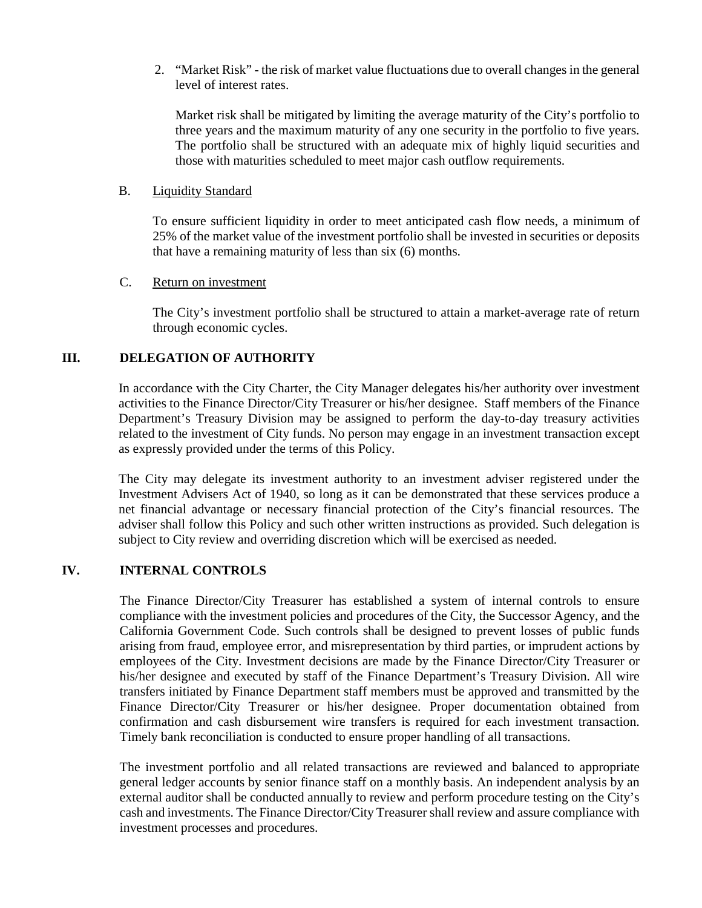2. "Market Risk" - the risk of market value fluctuations due to overall changes in the general level of interest rates.

   Market risk shall be mitigated by limiting the average maturity of the City's portfolio to three years and the maximum maturity of any one security in the portfolio to five years. The portfolio shall be structured with an adequate mix of highly liquid securities and those with maturities scheduled to meet major cash outflow requirements.

B. Liquidity Standard

To ensure sufficient liquidity in order to meet anticipated cash flow needs, a minimum of 25% of the market value of the investment portfolio shall be invested in securities or deposits that have a remaining maturity of less than six (6) months.

C. Return on investment

The City's investment portfolio shall be structured to attain a market-average rate of return through economic cycles.

## III. DELEGATION OF AUTHORITY

In accordance with the City Charter, the City Manager delegates his/her authority over investment activities to the Finance Director/City Treasurer or his/her designee. Staff members of the Finance Department's Treasury Division may be assigned to perform the day-to-day treasury activities related to the investment of City funds. No person may engage in an investment transaction except as expressly provided under the terms of this Policy.

The City may delegate its investment authority to an investment adviser registered under the Investment Advisers Act of 1940, so long as it can be demonstrated that these services produce a net financial advantage or necessary financial protection of the City's financial resources. The adviser shall follow this Policy and such other written instructions as provided. Such delegation is subject to City review and overriding discretion which will be exercised as needed.

## IV. INTERNAL CONTROLS

The Finance Director/City Treasurer has established a system of internal controls to ensure compliance with the investment policies and procedures of the City, the Successor Agency, and the California Government Code. Such controls shall be designed to prevent losses of public funds arising from fraud, employee error, and misrepresentation by third parties, or imprudent actions by employees of the City. Investment decisions are made by the Finance Director/City Treasurer or his/her designee and executed by staff of the Finance Department's Treasury Division. All wire transfers initiated by Finance Department staff members must be approved and transmitted by the Finance Director/City Treasurer or his/her designee. Proper documentation obtained from confirmation and cash disbursement wire transfers is required for each investment transaction. Timely bank reconciliation is conducted to ensure proper handling of all transactions.

The investment portfolio and all related transactions are reviewed and balanced to appropriate general ledger accounts by senior finance staff on a monthly basis. An independent analysis by an external auditor shall be conducted annually to review and perform procedure testing on the City's cash and investments. The Finance Director/City Treasurer shall review and assure compliance with investment processes and procedures.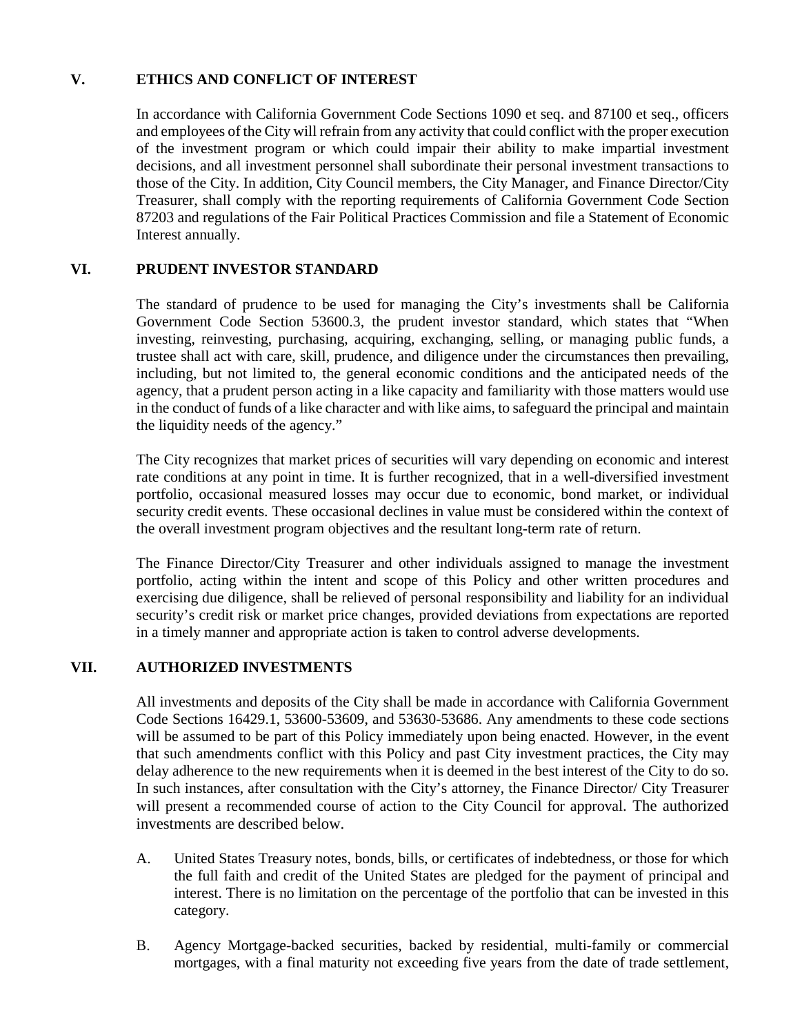## V. ETHICS AND CONFLICT OF INTEREST

In accordance with California Government Code Sections 1090 et seq. and 87100 et seq., officers and employees of the City will refrain from any activity that could conflict with the proper execution of the investment program or which could impair their ability to make impartial investment decisions, and all investment personnel shall subordinate their personal investment transactions to those of the City. In addition, City Council members, the City Manager, and Finance Director/City Treasurer, shall comply with the reporting requirements of California Government Code Section 87203 and regulations of the Fair Political Practices Commission and file a Statement of Economic Interest annually.

## VI. PRUDENT INVESTOR STANDARD

The standard of prudence to be used for managing the City's investments shall be California Government Code Section 53600.3, the prudent investor standard, which states that "When investing, reinvesting, purchasing, acquiring, exchanging, selling, or managing public funds, a trustee shall act with care, skill, prudence, and diligence under the circumstances then prevailing, including, but not limited to, the general economic conditions and the anticipated needs of the agency, that a prudent person acting in a like capacity and familiarity with those matters would use in the conduct of funds of a like character and with like aims, to safeguard the principal and maintain the liquidity needs of the agency."

The City recognizes that market prices of securities will vary depending on economic and interest rate conditions at any point in time. It is further recognized, that in a well-diversified investment portfolio, occasional measured losses may occur due to economic, bond market, or individual security credit events. These occasional declines in value must be considered within the context of the overall investment program objectives and the resultant long-term rate of return.

The Finance Director/City Treasurer and other individuals assigned to manage the investment portfolio, acting within the intent and scope of this Policy and other written procedures and exercising due diligence, shall be relieved of personal responsibility and liability for an individual security's credit risk or market price changes, provided deviations from expectations are reported in a timely manner and appropriate action is taken to control adverse developments.

## VII. AUTHORIZED INVESTMENTS

All investments and deposits of the City shall be made in accordance with California Government Code Sections 16429.1, 53600-53609, and 53630-53686. Any amendments to these code sections will be assumed to be part of this Policy immediately upon being enacted. However, in the event that such amendments conflict with this Policy and past City investment practices, the City may delay adherence to the new requirements when it is deemed in the best interest of the City to do so. In such instances, after consultation with the City's attorney, the Finance Director/ City Treasurer will present a recommended course of action to the City Council for approval. The authorized investments are described below.

A. United States Treasury notes, bonds, bills, or certificates of indebtedness, or those for which the full faith and credit of the United States are pledged for the payment of principal and interest. There is no limitation on the percentage of the portfolio that can be invested in this category.

B. Agency Mortgage-backed securities, backed by residential, multi-family or commercial mortgages, with a final maturity not exceeding five years from the date of trade settlement,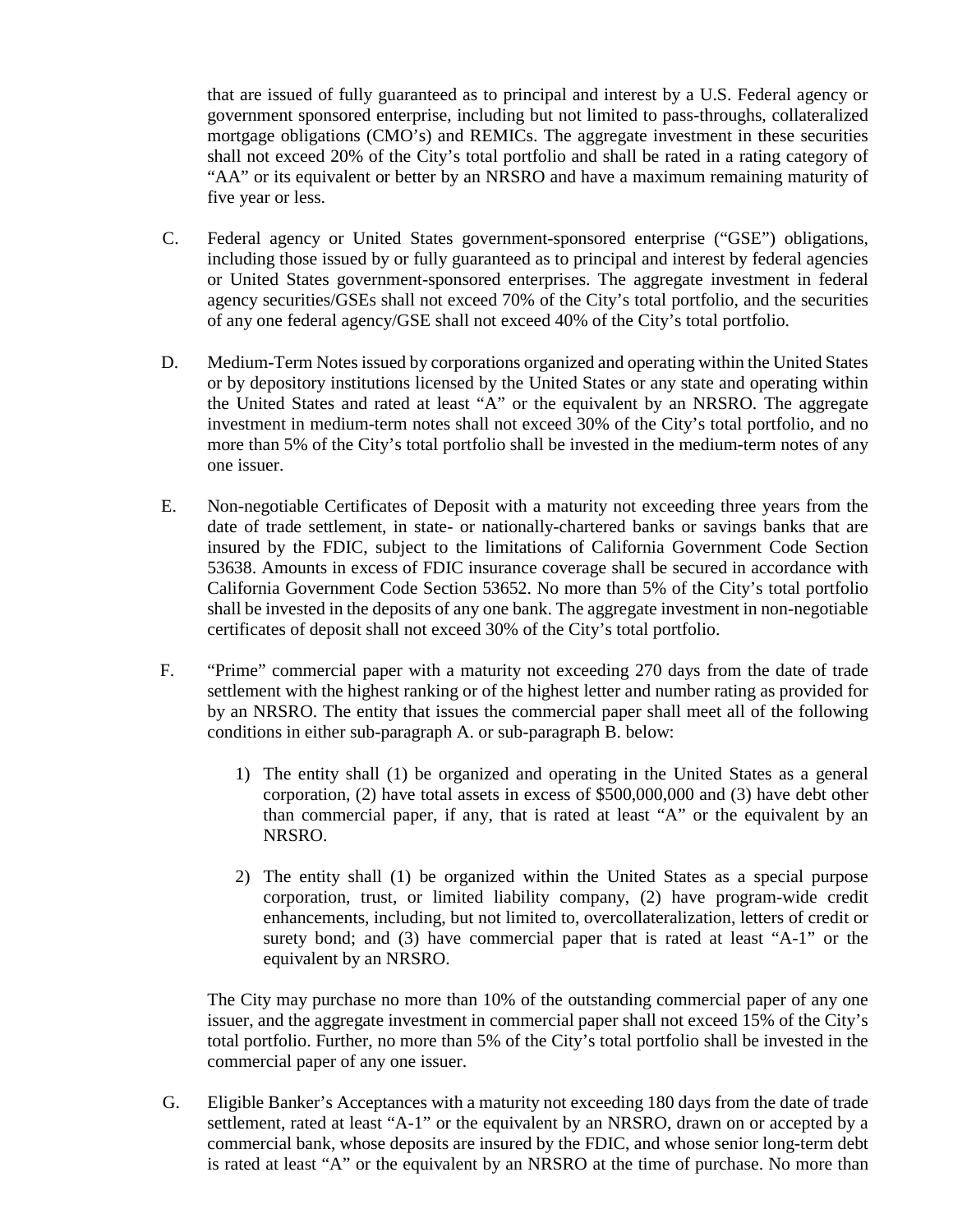that are issued of fully guaranteed as to principal and interest by a U.S. Federal agency or government sponsored enterprise, including but not limited to pass-throughs, collateralized mortgage obligations (CMO's) and REMICs. The aggregate investment in these securities shall not exceed 20% of the City's total portfolio and shall be rated in a rating category of "AA" or its equivalent or better by an NRSRO and have a maximum remaining maturity of five year or less.

C. Federal agency or United States government-sponsored enterprise ("GSE") obligations, including those issued by or fully guaranteed as to principal and interest by federal agencies or United States government-sponsored enterprises. The aggregate investment in federal agency securities/GSEs shall not exceed 70% of the City's total portfolio, and the securities of any one federal agency/GSE shall not exceed 40% of the City's total portfolio.

D. Medium-Term Notes issued by corporations organized and operating within the United States or by depository institutions licensed by the United States or any state and operating within the United States and rated at least "A" or the equivalent by an NRSRO. The aggregate investment in medium-term notes shall not exceed 30% of the City's total portfolio, and no more than 5% of the City's total portfolio shall be invested in the medium-term notes of any one issuer.

E. Non-negotiable Certificates of Deposit with a maturity not exceeding three years from the date of trade settlement, in state- or nationally-chartered banks or savings banks that are insured by the FDIC, subject to the limitations of California Government Code Section 53638. Amounts in excess of FDIC insurance coverage shall be secured in accordance with California Government Code Section 53652. No more than 5% of the City's total portfolio shall be invested in the deposits of any one bank. The aggregate investment in non-negotiable certificates of deposit shall not exceed 30% of the City's total portfolio.

F. "Prime" commercial paper with a maturity not exceeding 270 days from the date of trade settlement with the highest ranking or of the highest letter and number rating as provided for by an NRSRO. The entity that issues the commercial paper shall meet all of the following conditions in either sub-paragraph A. or sub-paragraph B. below:

1) The entity shall (1) be organized and operating in the United States as a general corporation, (2) have total assets in excess of $500,000,000 and (3) have debt other than commercial paper, if any, that is rated at least "A" or the equivalent by an NRSRO.

2) The entity shall (1) be organized within the United States as a special purpose corporation, trust, or limited liability company, (2) have program-wide credit enhancements, including, but not limited to, overcollateralization, letters of credit or surety bond; and (3) have commercial paper that is rated at least "A-1" or the equivalent by an NRSRO.

The City may purchase no more than 10% of the outstanding commercial paper of any one issuer, and the aggregate investment in commercial paper shall not exceed 15% of the City's total portfolio. Further, no more than 5% of the City's total portfolio shall be invested in the commercial paper of any one issuer.

G. Eligible Banker's Acceptances with a maturity not exceeding 180 days from the date of trade settlement, rated at least "A-1" or the equivalent by an NRSRO, drawn on or accepted by a commercial bank, whose deposits are insured by the FDIC, and whose senior long-term debt is rated at least "A" or the equivalent by an NRSRO at the time of purchase. No more than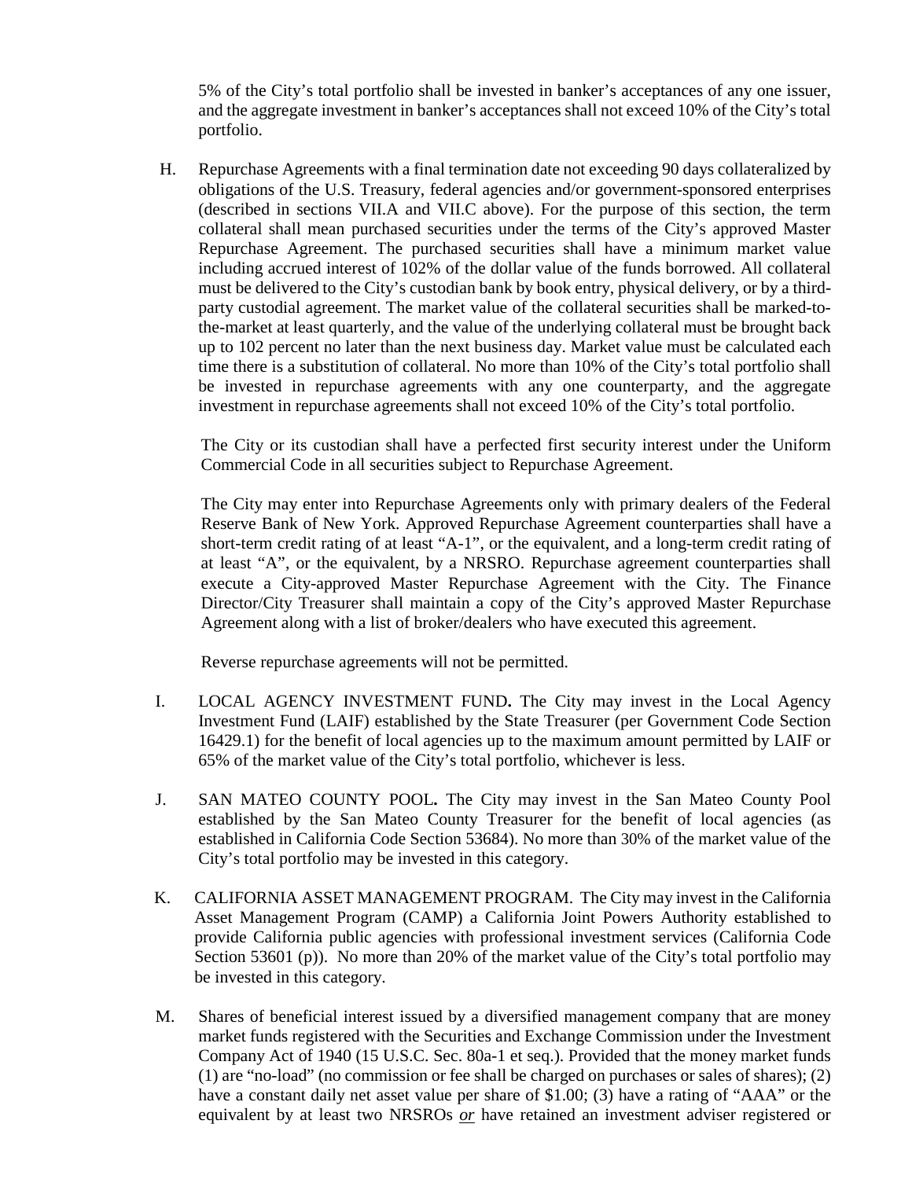5% of the City's total portfolio shall be invested in banker's acceptances of any one issuer, and the aggregate investment in banker's acceptances shall not exceed 10% of the City's total portfolio.

H. Repurchase Agreements with a final termination date not exceeding 90 days collateralized by obligations of the U.S. Treasury, federal agencies and/or government-sponsored enterprises (described in sections VII.A and VII.C above). For the purpose of this section, the term collateral shall mean purchased securities under the terms of the City's approved Master Repurchase Agreement. The purchased securities shall have a minimum market value including accrued interest of 102% of the dollar value of the funds borrowed. All collateral must be delivered to the City's custodian bank by book entry, physical delivery, or by a third-party custodial agreement. The market value of the collateral securities shall be marked-to-the-market at least quarterly, and the value of the underlying collateral must be brought back up to 102 percent no later than the next business day. Market value must be calculated each time there is a substitution of collateral. No more than 10% of the City's total portfolio shall be invested in repurchase agreements with any one counterparty, and the aggregate investment in repurchase agreements shall not exceed 10% of the City's total portfolio.

   The City or its custodian shall have a perfected first security interest under the Uniform Commercial Code in all securities subject to Repurchase Agreement.

   The City may enter into Repurchase Agreements only with primary dealers of the Federal Reserve Bank of New York. Approved Repurchase Agreement counterparties shall have a short-term credit rating of at least "A-1", or the equivalent, and a long-term credit rating of at least "A", or the equivalent, by a NRSRO. Repurchase agreement counterparties shall execute a City-approved Master Repurchase Agreement with the City. The Finance Director/City Treasurer shall maintain a copy of the City's approved Master Repurchase Agreement along with a list of broker/dealers who have executed this agreement.

   Reverse repurchase agreements will not be permitted.

I. LOCAL AGENCY INVESTMENT FUND**.** The City may invest in the Local Agency Investment Fund (LAIF) established by the State Treasurer (per Government Code Section 16429.1) for the benefit of local agencies up to the maximum amount permitted by LAIF or 65% of the market value of the City's total portfolio, whichever is less.

J. SAN MATEO COUNTY POOL**.** The City may invest in the San Mateo County Pool established by the San Mateo County Treasurer for the benefit of local agencies (as established in California Code Section 53684). No more than 30% of the market value of the City's total portfolio may be invested in this category.

K. CALIFORNIA ASSET MANAGEMENT PROGRAM. The City may invest in the California Asset Management Program (CAMP) a California Joint Powers Authority established to provide California public agencies with professional investment services (California Code Section 53601 (p)). No more than 20% of the market value of the City's total portfolio may be invested in this category.

M. Shares of beneficial interest issued by a diversified management company that are money market funds registered with the Securities and Exchange Commission under the Investment Company Act of 1940 (15 U.S.C. Sec. 80a-1 et seq.). Provided that the money market funds (1) are "no-load" (no commission or fee shall be charged on purchases or sales of shares); (2) have a constant daily net asset value per share of $1.00; (3) have a rating of "AAA" or the equivalent by at least two NRSROs *or* have retained an investment adviser registered or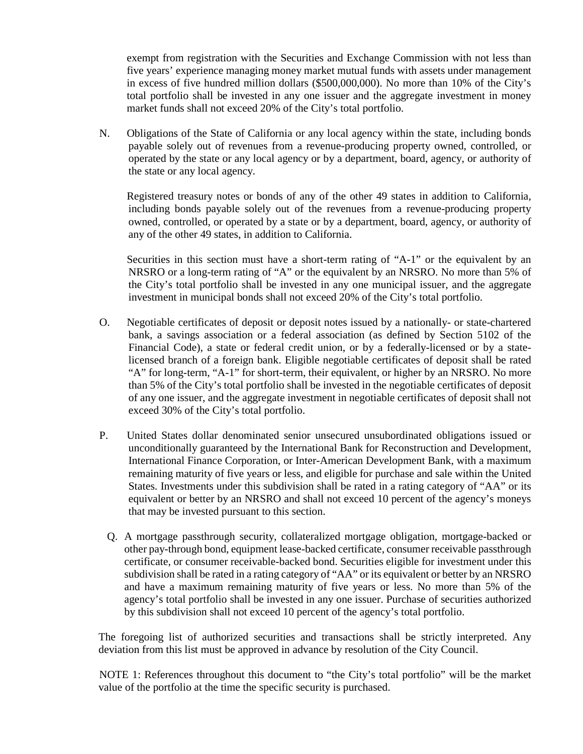exempt from registration with the Securities and Exchange Commission with not less than five years' experience managing money market mutual funds with assets under management in excess of five hundred million dollars ($500,000,000). No more than 10% of the City's total portfolio shall be invested in any one issuer and the aggregate investment in money market funds shall not exceed 20% of the City's total portfolio.

N. Obligations of the State of California or any local agency within the state, including bonds payable solely out of revenues from a revenue-producing property owned, controlled, or operated by the state or any local agency or by a department, board, agency, or authority of the state or any local agency.

Registered treasury notes or bonds of any of the other 49 states in addition to California, including bonds payable solely out of the revenues from a revenue-producing property owned, controlled, or operated by a state or by a department, board, agency, or authority of any of the other 49 states, in addition to California.

Securities in this section must have a short-term rating of "A-1" or the equivalent by an NRSRO or a long-term rating of "A" or the equivalent by an NRSRO. No more than 5% of the City's total portfolio shall be invested in any one municipal issuer, and the aggregate investment in municipal bonds shall not exceed 20% of the City's total portfolio.

O. Negotiable certificates of deposit or deposit notes issued by a nationally- or state-chartered bank, a savings association or a federal association (as defined by Section 5102 of the Financial Code), a state or federal credit union, or by a federally-licensed or by a state-licensed branch of a foreign bank. Eligible negotiable certificates of deposit shall be rated "A" for long-term, "A-1" for short-term, their equivalent, or higher by an NRSRO. No more than 5% of the City's total portfolio shall be invested in the negotiable certificates of deposit of any one issuer, and the aggregate investment in negotiable certificates of deposit shall not exceed 30% of the City's total portfolio.

P. United States dollar denominated senior unsecured unsubordinated obligations issued or unconditionally guaranteed by the International Bank for Reconstruction and Development, International Finance Corporation, or Inter-American Development Bank, with a maximum remaining maturity of five years or less, and eligible for purchase and sale within the United States. Investments under this subdivision shall be rated in a rating category of "AA" or its equivalent or better by an NRSRO and shall not exceed 10 percent of the agency's moneys that may be invested pursuant to this section.

Q. A mortgage passthrough security, collateralized mortgage obligation, mortgage-backed or other pay-through bond, equipment lease-backed certificate, consumer receivable passthrough certificate, or consumer receivable-backed bond. Securities eligible for investment under this subdivision shall be rated in a rating category of "AA" or its equivalent or better by an NRSRO and have a maximum remaining maturity of five years or less. No more than 5% of the agency's total portfolio shall be invested in any one issuer. Purchase of securities authorized by this subdivision shall not exceed 10 percent of the agency's total portfolio.

The foregoing list of authorized securities and transactions shall be strictly interpreted. Any deviation from this list must be approved in advance by resolution of the City Council.

NOTE 1: References throughout this document to "the City's total portfolio" will be the market value of the portfolio at the time the specific security is purchased.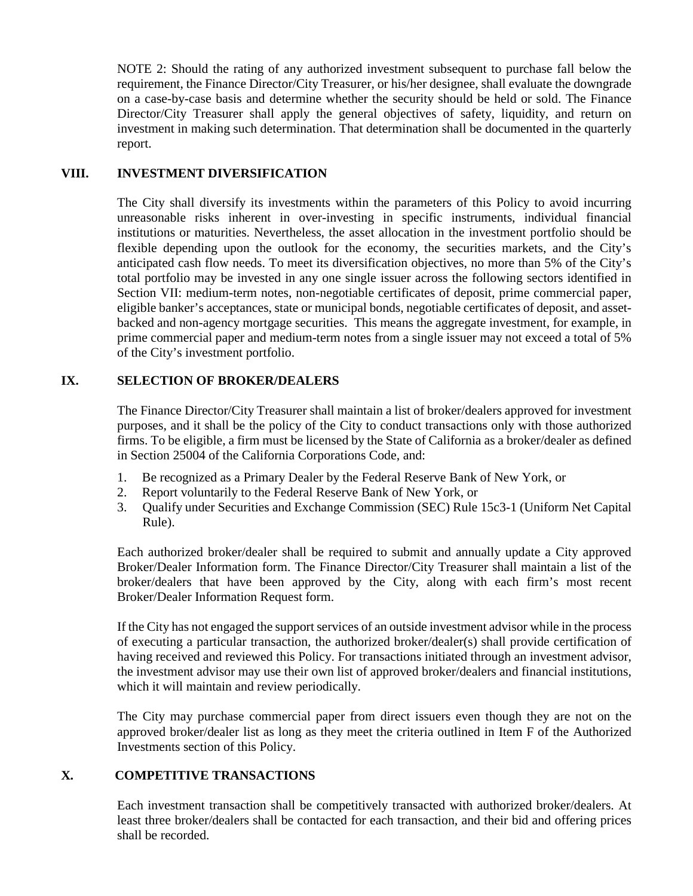NOTE 2: Should the rating of any authorized investment subsequent to purchase fall below the requirement, the Finance Director/City Treasurer, or his/her designee, shall evaluate the downgrade on a case-by-case basis and determine whether the security should be held or sold. The Finance Director/City Treasurer shall apply the general objectives of safety, liquidity, and return on investment in making such determination. That determination shall be documented in the quarterly report.

## VIII. INVESTMENT DIVERSIFICATION

The City shall diversify its investments within the parameters of this Policy to avoid incurring unreasonable risks inherent in over-investing in specific instruments, individual financial institutions or maturities. Nevertheless, the asset allocation in the investment portfolio should be flexible depending upon the outlook for the economy, the securities markets, and the City's anticipated cash flow needs. To meet its diversification objectives, no more than 5% of the City's total portfolio may be invested in any one single issuer across the following sectors identified in Section VII: medium-term notes, non-negotiable certificates of deposit, prime commercial paper, eligible banker's acceptances, state or municipal bonds, negotiable certificates of deposit, and asset-backed and non-agency mortgage securities. This means the aggregate investment, for example, in prime commercial paper and medium-term notes from a single issuer may not exceed a total of 5% of the City's investment portfolio.

## IX. SELECTION OF BROKER/DEALERS

The Finance Director/City Treasurer shall maintain a list of broker/dealers approved for investment purposes, and it shall be the policy of the City to conduct transactions only with those authorized firms. To be eligible, a firm must be licensed by the State of California as a broker/dealer as defined in Section 25004 of the California Corporations Code, and:

1. Be recognized as a Primary Dealer by the Federal Reserve Bank of New York, or
2. Report voluntarily to the Federal Reserve Bank of New York, or
3. Qualify under Securities and Exchange Commission (SEC) Rule 15c3-1 (Uniform Net Capital Rule).

Each authorized broker/dealer shall be required to submit and annually update a City approved Broker/Dealer Information form. The Finance Director/City Treasurer shall maintain a list of the broker/dealers that have been approved by the City, along with each firm's most recent Broker/Dealer Information Request form.

If the City has not engaged the support services of an outside investment advisor while in the process of executing a particular transaction, the authorized broker/dealer(s) shall provide certification of having received and reviewed this Policy. For transactions initiated through an investment advisor, the investment advisor may use their own list of approved broker/dealers and financial institutions, which it will maintain and review periodically.

The City may purchase commercial paper from direct issuers even though they are not on the approved broker/dealer list as long as they meet the criteria outlined in Item F of the Authorized Investments section of this Policy.

## X. COMPETITIVE TRANSACTIONS

Each investment transaction shall be competitively transacted with authorized broker/dealers. At least three broker/dealers shall be contacted for each transaction, and their bid and offering prices shall be recorded.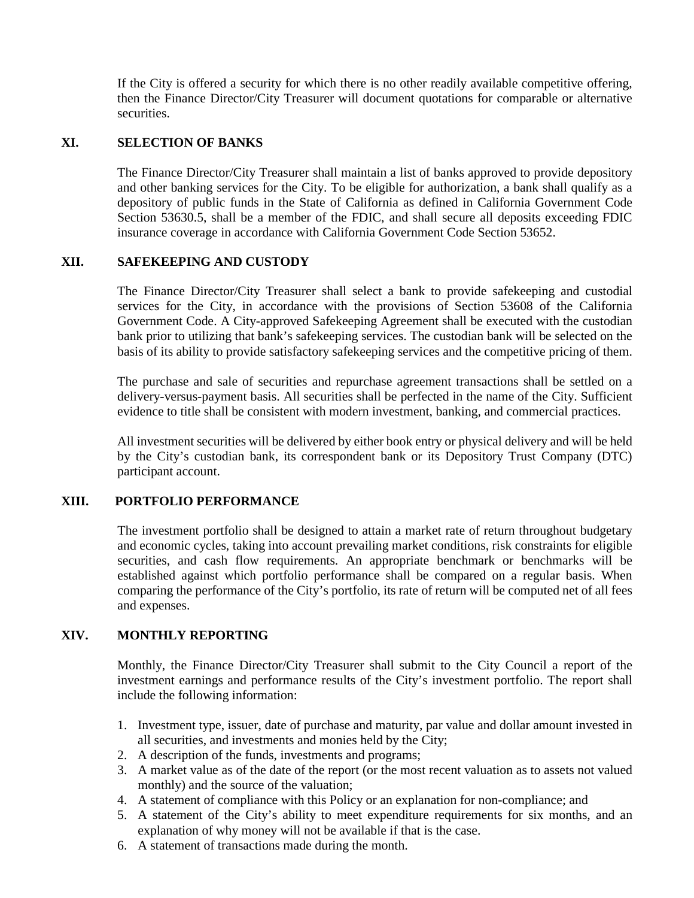If the City is offered a security for which there is no other readily available competitive offering, then the Finance Director/City Treasurer will document quotations for comparable or alternative securities.

## XI. SELECTION OF BANKS

The Finance Director/City Treasurer shall maintain a list of banks approved to provide depository and other banking services for the City. To be eligible for authorization, a bank shall qualify as a depository of public funds in the State of California as defined in California Government Code Section 53630.5, shall be a member of the FDIC, and shall secure all deposits exceeding FDIC insurance coverage in accordance with California Government Code Section 53652.

## XII. SAFEKEEPING AND CUSTODY

The Finance Director/City Treasurer shall select a bank to provide safekeeping and custodial services for the City, in accordance with the provisions of Section 53608 of the California Government Code. A City-approved Safekeeping Agreement shall be executed with the custodian bank prior to utilizing that bank's safekeeping services. The custodian bank will be selected on the basis of its ability to provide satisfactory safekeeping services and the competitive pricing of them.

The purchase and sale of securities and repurchase agreement transactions shall be settled on a delivery-versus-payment basis. All securities shall be perfected in the name of the City. Sufficient evidence to title shall be consistent with modern investment, banking, and commercial practices.

All investment securities will be delivered by either book entry or physical delivery and will be held by the City's custodian bank, its correspondent bank or its Depository Trust Company (DTC) participant account.

## XIII. PORTFOLIO PERFORMANCE

The investment portfolio shall be designed to attain a market rate of return throughout budgetary and economic cycles, taking into account prevailing market conditions, risk constraints for eligible securities, and cash flow requirements. An appropriate benchmark or benchmarks will be established against which portfolio performance shall be compared on a regular basis. When comparing the performance of the City's portfolio, its rate of return will be computed net of all fees and expenses.

## XIV. MONTHLY REPORTING

Monthly, the Finance Director/City Treasurer shall submit to the City Council a report of the investment earnings and performance results of the City's investment portfolio. The report shall include the following information:

1. Investment type, issuer, date of purchase and maturity, par value and dollar amount invested in all securities, and investments and monies held by the City;
2. A description of the funds, investments and programs;
3. A market value as of the date of the report (or the most recent valuation as to assets not valued monthly) and the source of the valuation;
4. A statement of compliance with this Policy or an explanation for non-compliance; and
5. A statement of the City's ability to meet expenditure requirements for six months, and an explanation of why money will not be available if that is the case.
6. A statement of transactions made during the month.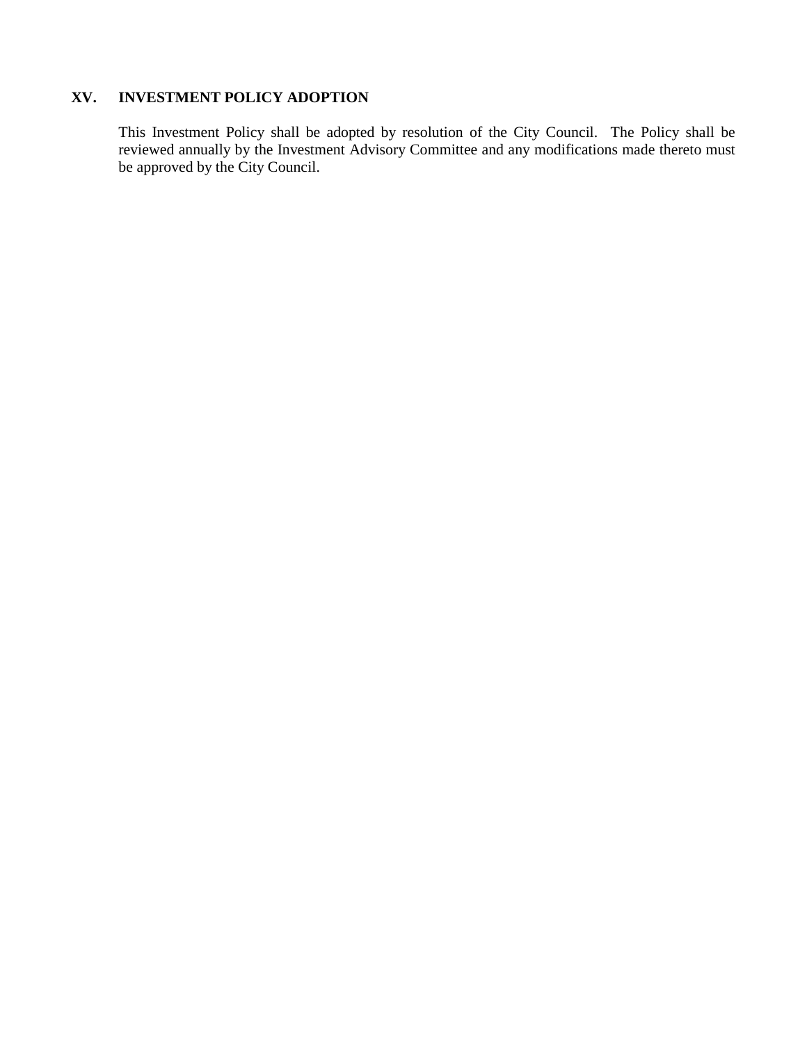## XV. INVESTMENT POLICY ADOPTION

This Investment Policy shall be adopted by resolution of the City Council. The Policy shall be reviewed annually by the Investment Advisory Committee and any modifications made thereto must be approved by the City Council.